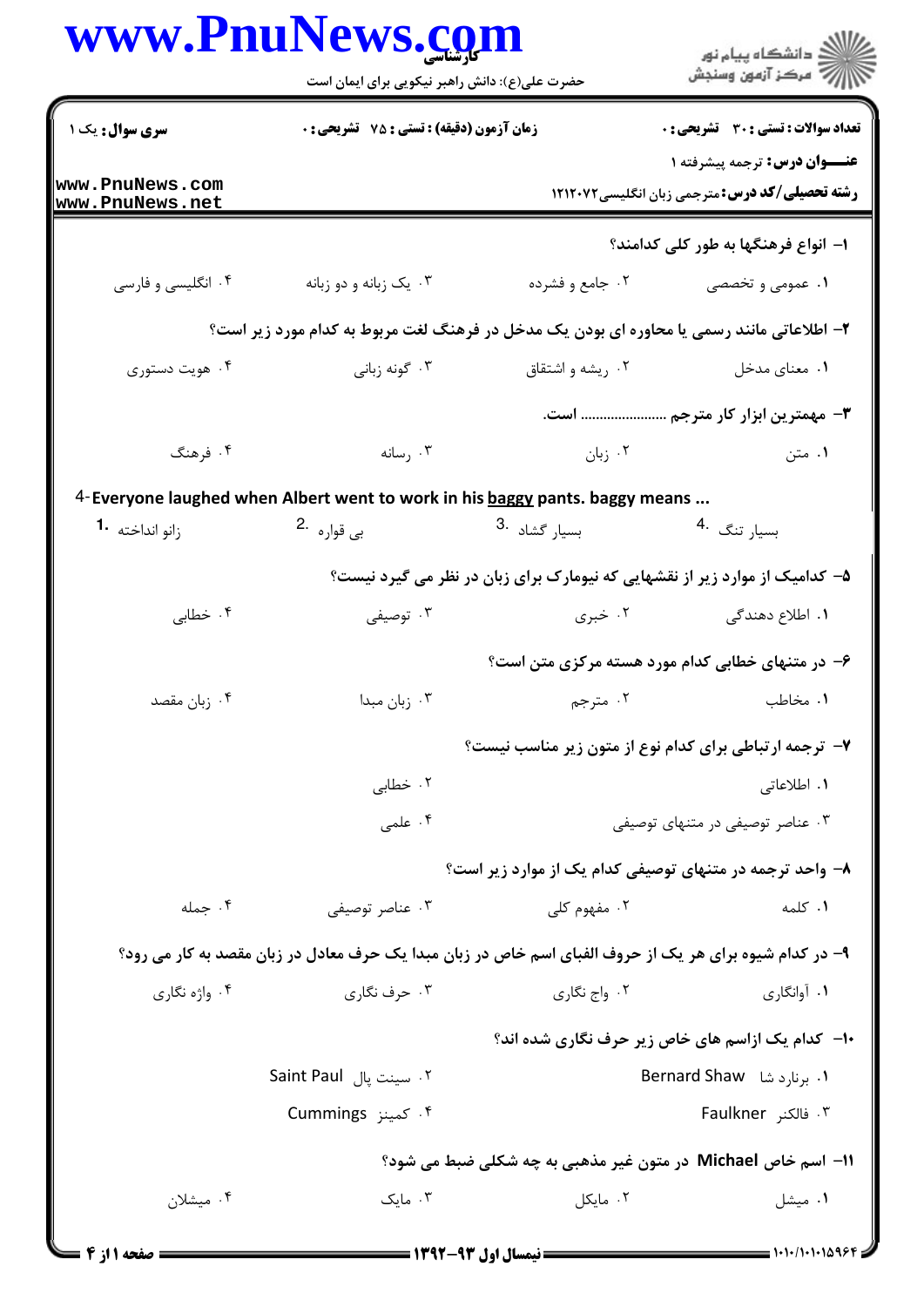**سری سوال:** یک ۱

**زمان آزمون (دقیقه) : تستی : ۷۵ تشریحی : ۰**

**تعداد سوالات : تستی : ۳۰ تشریحی : ۰**

**عنـــوان درس:** ترجمه پیشرفته ۱

**رشته تحصیلی/کد درس:** مترجمی زبان انگلیسی۱۲۱۲۰۷۲

**۱- انواع فرهنگها به طور کلی کدامند؟**

۱. عمومی و تخصصی
۲. جامع و فشرده
۳. یک زبانه و دو زبانه
۴. انگلیسی و فارسی

**۲- اطلاعاتی مانند رسمی یا محاوره ای بودن یک مدخل در فرهنگ لغت مربوط به کدام مورد زیر است؟**

۱. معنای مدخل
۲. ریشه و اشتقاق
۳. گونه زبانی
۴. هویت دستوری

**۳- مهمترین ابزار کار مترجم ...................... است.**

۱. متن
۲. زبان
۳. رسانه
۴. فرهنگ

**4-Everyone laughed when Albert went to work in his baggy pants. baggy means ...**

1. زانو انداخته
2. بی قواره
3. بسیار گشاد
4. بسیار تنگ

**۵- کدامیک از موارد زیر از نقشهایی که نیومارک برای زبان در نظر می گیرد نیست؟**

۱. اطلاع دهندگی
۲. خبری
۳. توصیفی
۴. خطابی

**۶- در متنهای خطابی کدام مورد هسته مرکزی متن است؟**

۱. مخاطب
۲. مترجم
۳. زبان مبدا
۴. زبان مقصد

**۷- ترجمه ارتباطی برای کدام نوع از متون زیر مناسب نیست؟**

۱. اطلاعاتی
۲. خطابی
۳. عناصر توصیفی در متنهای توصیفی
۴. علمی

**۸- واحد ترجمه در متنهای توصیفی کدام یک از موارد زیر است؟**

۱. کلمه
۲. مفهوم کلی
۳. عناصر توصیفی
۴. جمله

**۹- در کدام شیوه برای هر یک از حروف الفبای اسم خاص در زبان مبدا یک حرف معادل در زبان مقصد به کار می رود؟**

۱. آوانگاری
۲. واج نگاری
۳. حرف نگاری
۴. واژه نگاری

**۱۰- کدام یک ازاسم های خاص زیر حرف نگاری شده اند؟**

۱. برنارد شا Bernard Shaw
۲. سینت پال Saint Paul
۳. فالکنر Faulkner
۴. کمینز Cummings

**۱۱- اسم خاص Michael در متون غیر مذهبی به چه شکلی ضبط می شود؟**

۱. میشل
۲. مایکل
۳. مایک
۴. میشلان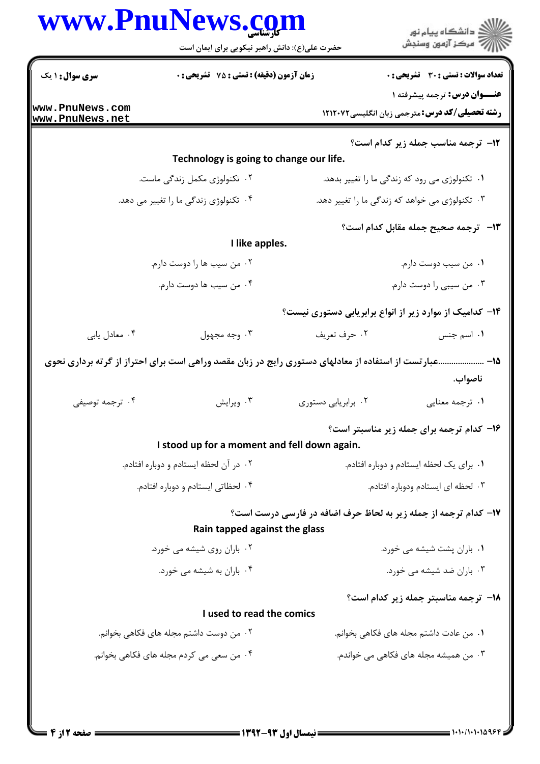۱۲- ترجمه مناسب جمله زیر کدام است؟

**Technology is going to change our life.**

۱. تکنولوژی می رود که زندگی ما را تغییر بدهد.

۲. تکنولوژی مکمل زندگی ماست.

۳. تکنولوژی می خواهد که زندگی ما را تغییر دهد.

۴. تکنولوژی زندگی ما را تغییر می دهد.

۱۳- ترجمه صحیح جمله مقابل کدام است؟

**I like apples.**

۱. من سیب دوست دارم.

۲. من سیب ها را دوست دارم.

۳. من سیبی را دوست دارم.

۴. من سیب ها دوست دارم.

۱۴- کدامیک از موارد زیر از انواع برابریابی دستوری نیست؟

۱. اسم جنس

۲. حرف تعریف

۳. وجه مجهول

۴. معادل یابی

۱۵- ......................عبارتست از استفاده از معادلهای دستوری رایج در زبان مقصد وراهی است برای احتراز از گرته برداری نحوی ناصواب.

۱. ترجمه معنایی

۲. برابریابی دستوری

۳. ویرایش

۴. ترجمه توصیفی

۱۶- کدام ترجمه برای جمله زیر مناسبتر است؟

**I stood up for a moment and fell down again.**

۱. برای یک لحظه ایستادم و دوباره افتادم.

۲. در آن لحظه ایستادم و دوباره افتادم.

۳. لحظه ای ایستادم ودوباره افتادم.

۴. لحظاتی ایستادم و دوباره افتادم.

۱۷- کدام ترجمه از جمله زیر به لحاظ حرف اضافه در فارسی درست است؟

**Rain tapped against the glass**

۱. باران پشت شیشه می خورد.

۲. باران روی شیشه می خورد.

۳. باران ضد شیشه می خورد.

۴. باران به شیشه می خورد.

۱۸- ترجمه مناسبتر جمله زیر کدام است؟

**I used to read the comics**

۱. من عادت داشتم مجله های فکاهی بخوانم.

۲. من دوست داشتم مجله های فکاهی بخوانم.

۳. من همیشه مجله های فکاهی می خواندم.

۴. من سعی می کردم مجله های فکاهی بخوانم.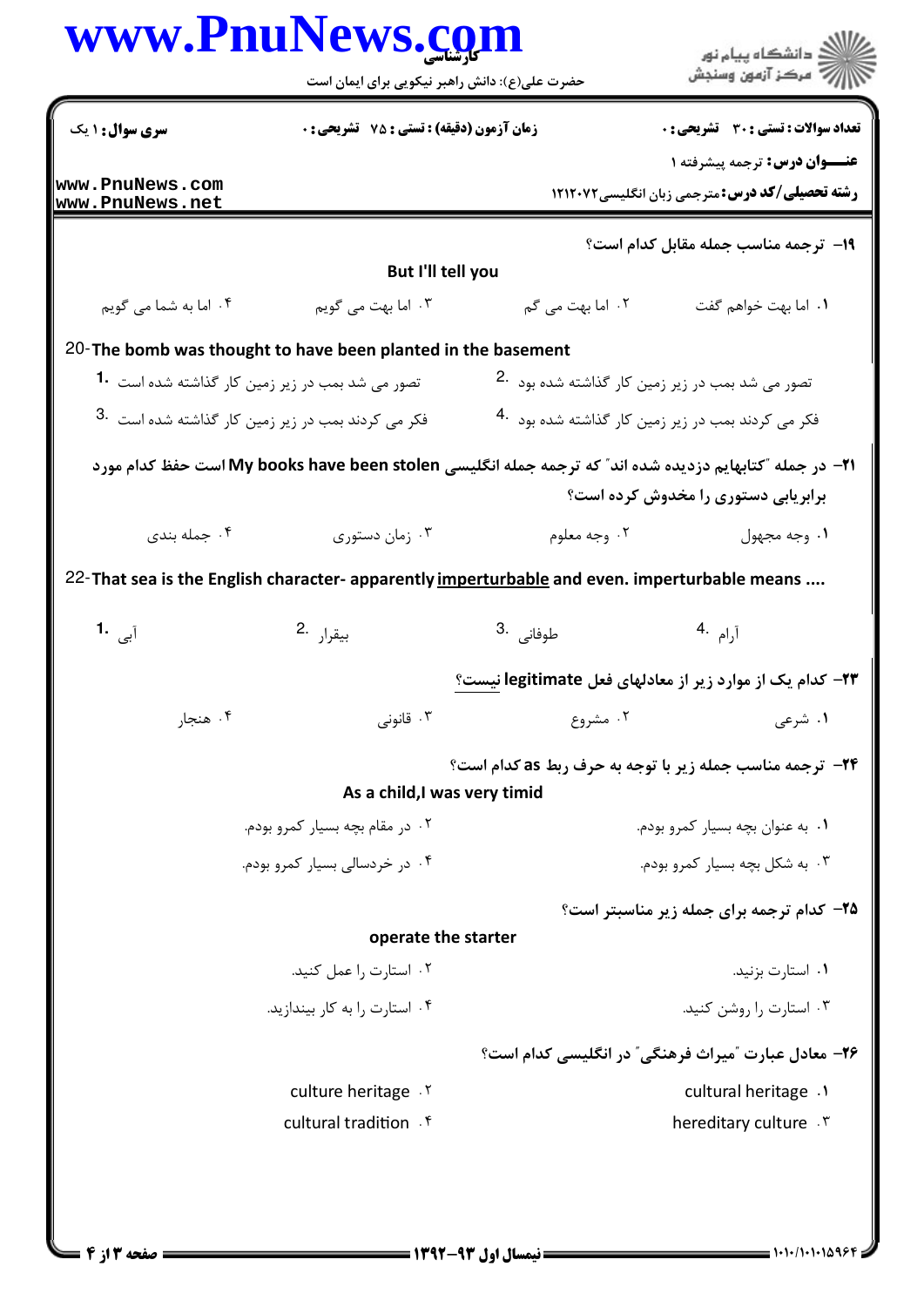**سری سوال:** ۱ یک | **زمان آزمون (دقیقه) : تستی :** ۷۵ **تشریحی :** ۰ | **تعداد سوالات : تستی :** ۳۰ **تشریحی :** ۰

**عنـــوان درس:** ترجمه پیشرفته ۱

**رشته تحصیلی/کد درس:** مترجمی زبان انگلیسی ۱۲۱۲۰۷۲

۱۹- ترجمه مناسب جمله مقابل کدام است؟

But I'll tell you

۱. اما بهت خواهم گفت
۲. اما بهت می گم
۳. اما بهت می گویم
۴. اما به شما می گویم

20- The bomb was thought to have been planted in the basement

1. تصور می شد بمب در زیر زمین کار گذاشته شده است
2. تصور می شد بمب در زیر زمین کار گذاشته شده بود
3. فکر می کردند بمب در زیر زمین کار گذاشته شده است
4. فکر می کردند بمب در زیر زمین کار گذاشته شده بود

۲۱- در جمله "کتابهایم دزدیده شده اند" که ترجمه جمله انگلیسی My books have been stolen است حفظ کدام مورد برابریابی دستوری را مخدوش کرده است؟

۱. وجه مجهول
۲. وجه معلوم
۳. زمان دستوری
۴. جمله بندی

22- That sea is the English character- apparently <u>imperturbable</u> and even. imperturbable means ....

1. آبی
2. بیقرار
3. طوفانی
4. آرام

۲۳- کدام یک از موارد زیر از معادلهای فعل legitimate <u>نیست</u>؟

۱. شرعی
۲. مشروع
۳. قانونی
۴. هنجار

۲۴- ترجمه مناسب جمله زیر با توجه به حرف ربط as کدام است؟

As a child,I was very timid

۱. به عنوان بچه بسیار کمرو بودم.
۲. در مقام بچه بسیار کمرو بودم.
۳. به شکل بچه بسیار کمرو بودم.
۴. در خردسالی بسیار کمرو بودم.

۲۵- کدام ترجمه برای جمله زیر مناسبتر است؟

operate the starter

۱. استارت بزنید.
۲. استارت را عمل کنید.
۳. استارت را روشن کنید.
۴. استارت را به کار بیندازید.

۲۶- معادل عبارت "میراث فرهنگی" در انگلیسی کدام است؟

۱. cultural heritage
۲. culture heritage
۳. hereditary culture
۴. cultural tradition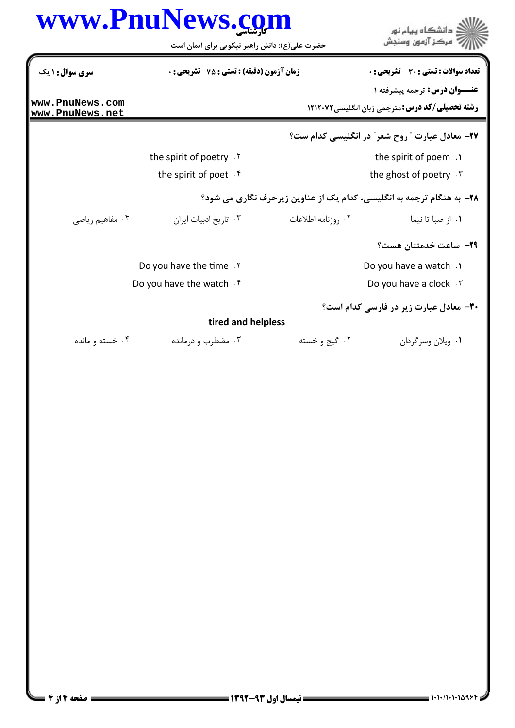۲۷- معادل عبارت ″ روح شعر″ در انگلیسی کدام ست؟

۱. the spirit of poem

۲. the spirit of poetry

۳. the ghost of poetry

۴. the spirit of poet

۲۸- به هنگام ترجمه به انگلیسی، کدام یک از عناوین زیرحرف نگاری می شود؟

۱. از صبا تا نیما

۲. روزنامه اطلاعات

۳. تاریخ ادبیات ایران

۴. مفاهیم ریاضی

۲۹- ساعت خدمتتان هست؟

۱. Do you have a watch

۲. Do you have the time

۳. Do you have a clock

۴. Do you have the watch

۳۰- معادل عبارت زیر در فارسی کدام است؟

**tired and helpless**

۱. ویلان وسرگردان

۲. گیج و خسته

۳. مضطرب و درمانده

۴. خسته و مانده